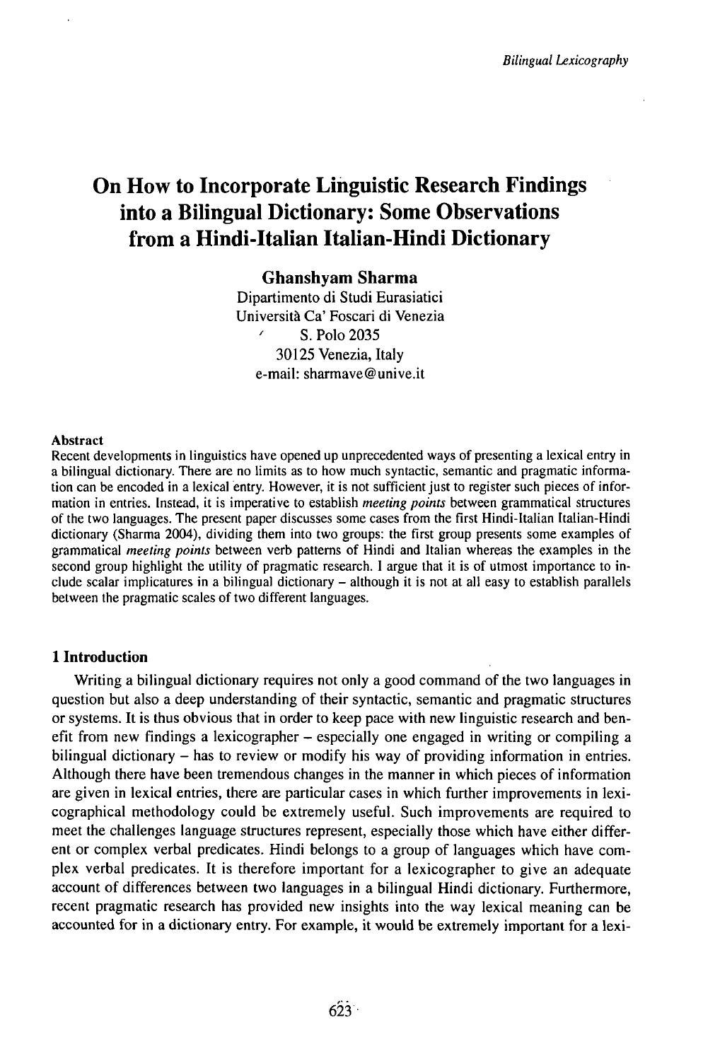# On How to Incorporate Linguistic Research Findings into a Bilingual Dictionary: Some Observations from a Hindi-Italian Italian-Hindi Dictionary

**Ghanshyam Sharma**
Dipartimento di Studi Eurasiatici
Università Ca' Foscari di Venezia
S. Polo 2035
30125 Venezia, Italy
e-mail: sharmave@unive.it

#### Abstract

Recent developments in linguistics have opened up unprecedented ways of presenting a lexical entry in a bilingual dictionary. There are no limits as to how much syntactic, semantic and pragmatic information can be encoded in a lexical entry. However, it is not sufficient just to register such pieces of information in entries. Instead, it is imperative to establish *meeting points* between grammatical structures of the two languages. The present paper discusses some cases from the first Hindi-Italian Italian-Hindi dictionary (Sharma 2004), dividing them into two groups: the first group presents some examples of grammatical *meeting points* between verb patterns of Hindi and Italian whereas the examples in the second group highlight the utility of pragmatic research. I argue that it is of utmost importance to include scalar implicatures in a bilingual dictionary – although it is not at all easy to establish parallels between the pragmatic scales of two different languages.

## 1 Introduction

Writing a bilingual dictionary requires not only a good command of the two languages in question but also a deep understanding of their syntactic, semantic and pragmatic structures or systems. It is thus obvious that in order to keep pace with new linguistic research and benefit from new findings a lexicographer – especially one engaged in writing or compiling a bilingual dictionary – has to review or modify his way of providing information in entries. Although there have been tremendous changes in the manner in which pieces of information are given in lexical entries, there are particular cases in which further improvements in lexicographical methodology could be extremely useful. Such improvements are required to meet the challenges language structures represent, especially those which have either different or complex verbal predicates. Hindi belongs to a group of languages which have complex verbal predicates. It is therefore important for a lexicographer to give an adequate account of differences between two languages in a bilingual Hindi dictionary. Furthermore, recent pragmatic research has provided new insights into the way lexical meaning can be accounted for in a dictionary entry. For example, it would be extremely important for a lexi-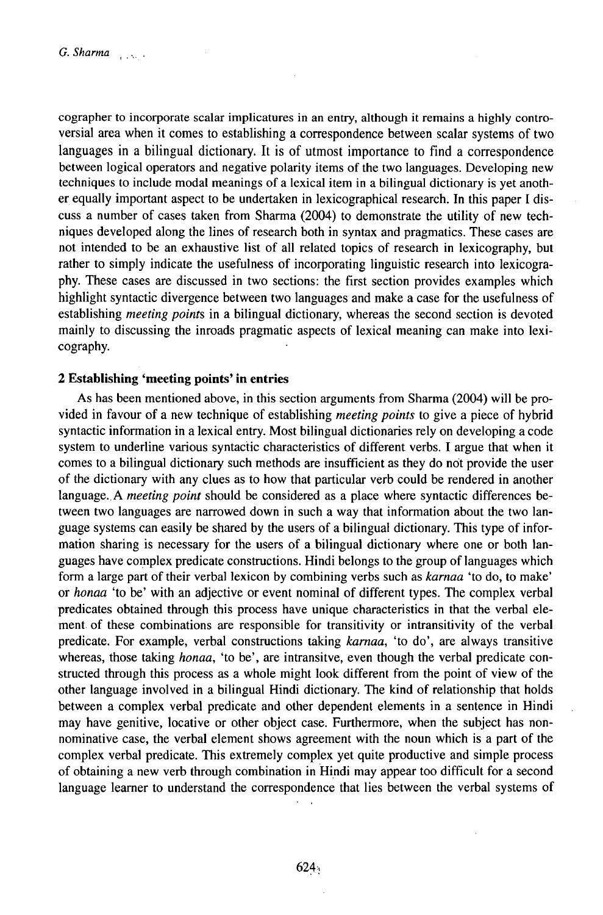cographer to incorporate scalar implicatures in an entry, although it remains a highly controversial area when it comes to establishing a correspondence between scalar systems of two languages in a bilingual dictionary. It is of utmost importance to find a correspondence between logical operators and negative polarity items of the two languages. Developing new techniques to include modal meanings of a lexical item in a bilingual dictionary is yet another equally important aspect to be undertaken in lexicographical research. In this paper I discuss a number of cases taken from Sharma (2004) to demonstrate the utility of new techniques developed along the lines of research both in syntax and pragmatics. These cases are not intended to be an exhaustive list of all related topics of research in lexicography, but rather to simply indicate the usefulness of incorporating linguistic research into lexicography. These cases are discussed in two sections: the first section provides examples which highlight syntactic divergence between two languages and make a case for the usefulness of establishing *meeting points* in a bilingual dictionary, whereas the second section is devoted mainly to discussing the inroads pragmatic aspects of lexical meaning can make into lexicography.

## 2 Establishing 'meeting points' in entries

As has been mentioned above, in this section arguments from Sharma (2004) will be provided in favour of a new technique of establishing *meeting points* to give a piece of hybrid syntactic information in a lexical entry. Most bilingual dictionaries rely on developing a code system to underline various syntactic characteristics of different verbs. I argue that when it comes to a bilingual dictionary such methods are insufficient as they do not provide the user of the dictionary with any clues as to how that particular verb could be rendered in another language. A *meeting point* should be considered as a place where syntactic differences between two languages are narrowed down in such a way that information about the two language systems can easily be shared by the users of a bilingual dictionary. This type of information sharing is necessary for the users of a bilingual dictionary where one or both languages have complex predicate constructions. Hindi belongs to the group of languages which form a large part of their verbal lexicon by combining verbs such as *karnaa* 'to do, to make' or *honaa* 'to be' with an adjective or event nominal of different types. The complex verbal predicates obtained through this process have unique characteristics in that the verbal element of these combinations are responsible for transitivity or intransitivity of the verbal predicate. For example, verbal constructions taking *karnaa*, 'to do', are always transitive whereas, those taking *honaa*, 'to be', are intransitve, even though the verbal predicate constructed through this process as a whole might look different from the point of view of the other language involved in a bilingual Hindi dictionary. The kind of relationship that holds between a complex verbal predicate and other dependent elements in a sentence in Hindi may have genitive, locative or other object case. Furthermore, when the subject has non-nominative case, the verbal element shows agreement with the noun which is a part of the complex verbal predicate. This extremely complex yet quite productive and simple process of obtaining a new verb through combination in Hindi may appear too difficult for a second language learner to understand the correspondence that lies between the verbal systems of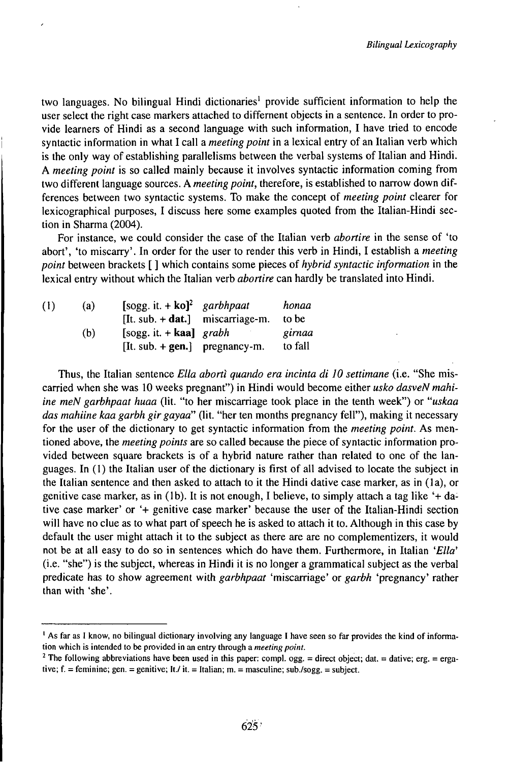two languages. No bilingual Hindi dictionaries[1] provide sufficient information to help the user select the right case markers attached to differnent objects in a sentence. In order to provide learners of Hindi as a second language with such information, I have tried to encode syntactic information in what I call a *meeting point* in a lexical entry of an Italian verb which is the only way of establishing parallelisms between the verbal systems of Italian and Hindi. A *meeting point* is so called mainly because it involves syntactic information coming from two different language sources. A *meeting point*, therefore, is established to narrow down differences between two syntactic systems. To make the concept of *meeting point* clearer for lexicographical purposes, I discuss here some examples quoted from the Italian-Hindi section in Sharma (2004).

For instance, we could consider the case of the Italian verb *abortire* in the sense of 'to abort', 'to miscarry'. In order for the user to render this verb in Hindi, I establish a *meeting point* between brackets [ ] which contains some pieces of *hybrid syntactic information* in the lexical entry without which the Italian verb *abortire* can hardly be translated into Hindi.

| | | | | |
|---|---|---|---|---|
| (1) | (a) | [sogg. it. + **ko**][2] | *garbhpaat* | *honaa* |
| | | [It. sub. + **dat.**] | miscarriage-m. | to be |
| | (b) | [sogg. it. + **kaa**] | *grabh* | *girnaa* |
| | | [It. sub. + **gen.**] | pregnancy-m. | to fall |

Thus, the Italian sentence *Ella abortì quando era incinta di 10 settimane* (i.e. "She miscarried when she was 10 weeks pregnant") in Hindi would become either *usko dasveN mahiine meN garbhpaat huaa* (lit. "to her miscarriage took place in the tenth week") or "*uskaa das mahiine kaa garbh gir gayaa*" (lit. "her ten months pregnancy fell"), making it necessary for the user of the dictionary to get syntactic information from the *meeting point*. As mentioned above, the *meeting points* are so called because the piece of syntactic information provided between square brackets is of a hybrid nature rather than related to one of the languages. In (1) the Italian user of the dictionary is first of all advised to locate the subject in the Italian sentence and then asked to attach to it the Hindi dative case marker, as in (1a), or genitive case marker, as in (1b). It is not enough, I believe, to simply attach a tag like '+ dative case marker' or '+ genitive case marker' because the user of the Italian-Hindi section will have no clue as to what part of speech he is asked to attach it to. Although in this case by default the user might attach it to the subject as there are are no complementizers, it would not be at all easy to do so in sentences which do have them. Furthermore, in Italian '*Ella*' (i.e. "she") is the subject, whereas in Hindi it is no longer a grammatical subject as the verbal predicate has to show agreement with *garbhpaat* 'miscarriage' or *garbh* 'pregnancy' rather than with 'she'.

---

[1] As far as I know, no bilingual dictionary involving any language I have seen so far provides the kind of information which is intended to be provided in an entry through a *meeting point*.

[2] The following abbreviations have been used in this paper: compl. ogg. = direct object; dat. = dative; erg. = ergative; f. = feminine; gen. = genitive; It./ it. = Italian; m. = masculine; sub./sogg. = subject.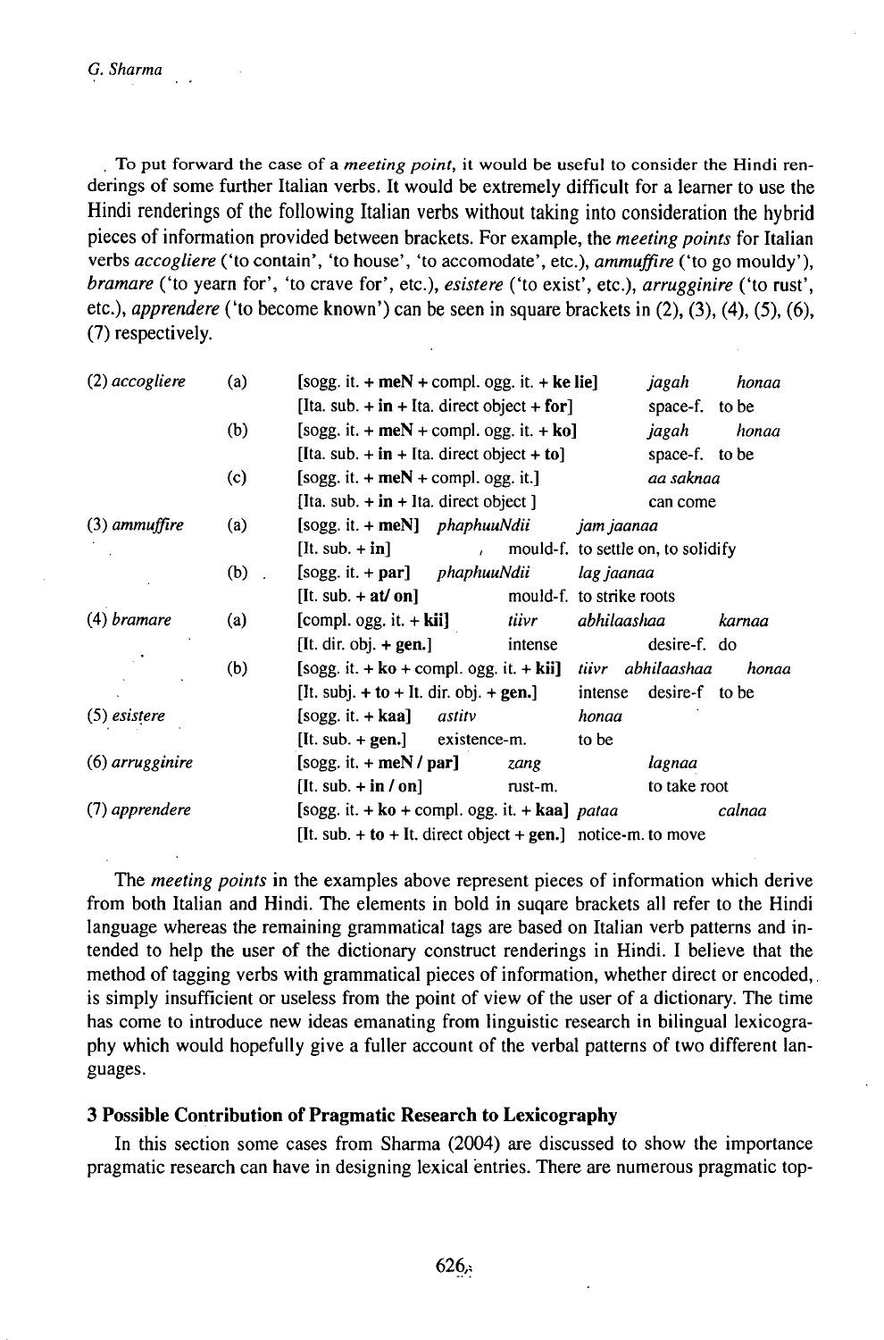To put forward the case of a *meeting point*, it would be useful to consider the Hindi renderings of some further Italian verbs. It would be extremely difficult for a learner to use the Hindi renderings of the following Italian verbs without taking into consideration the hybrid pieces of information provided between brackets. For example, the *meeting points* for Italian verbs *accogliere* ('to contain', 'to house', 'to accomodate', etc.), *ammuffire* ('to go mouldy'), *bramare* ('to yearn for', 'to crave for', etc.), *esistere* ('to exist', etc.), *arrugginire* ('to rust', etc.), *apprendere* ('to become known') can be seen in square brackets in (2), (3), (4), (5), (6), (7) respectively.

| | | | | |
|---|---|---|---|---|
| (2) *accogliere* | (a) | [sogg. it. + **meN** + compl. ogg. it. + **ke lie**]<br>[Ita. sub. + **in** + Ita. direct object + **for**] | *jagah*<br>space-f. | *honaa*<br>to be |
| | (b) | [sogg. it. + **meN** + compl. ogg. it. + **ko**]<br>[Ita. sub. + **in** + Ita. direct object + **to**] | *jagah*<br>space-f. | *honaa*<br>to be |
| | (c) | [sogg. it. + **meN** + compl. ogg. it.]<br>[Ita. sub. + **in** + Ita. direct object ] | *aa saknaa*<br>can come | |
| (3) *ammuffire* | (a) | [sogg. it. + **meN**]<br>[It. sub. + **in**] | *phaphuuNdii*<br>mould-f. | *jam jaanaa*<br>to settle on, to solidify |
| | (b) | [sogg. it. + **par**]<br>[It. sub. + **at/ on**] | *phaphuuNdii*<br>mould-f. | *lag jaanaa*<br>to strike roots |
| (4) *bramare* | (a) | [compl. ogg. it. + **kii**]<br>[It. dir. obj. + **gen.**] | *tiivr*<br>intense | *abhilaashaa karnaa*<br>desire-f. do |
| | (b) | [sogg. it. + **ko** + compl. ogg. it. + **kii**]<br>[It. subj. + **to** + It. dir. obj. + **gen.**] | *tiivr*<br>intense | *abhilaashaa honaa*<br>desire-f to be |
| (5) *esistere* | | [sogg. it. + **kaa**]<br>[It. sub. + **gen.**] | *astitv*<br>existence-m. | *honaa*<br>to be |
| (6) *arrugginire* | | [sogg. it. + **meN / par**]<br>[It. sub. + **in / on**] | *zang*<br>rust-m. | *lagnaa*<br>to take root |
| (7) *apprendere* | | [sogg. it. + **ko** + compl. ogg. it. + **kaa**]<br>[It. sub. + **to** + It. direct object + **gen.**] | *pataa*<br>notice-m. | *calnaa*<br>to move |

The *meeting points* in the examples above represent pieces of information which derive from both Italian and Hindi. The elements in bold in suqare brackets all refer to the Hindi language whereas the remaining grammatical tags are based on Italian verb patterns and intended to help the user of the dictionary construct renderings in Hindi. I believe that the method of tagging verbs with grammatical pieces of information, whether direct or encoded, is simply insufficient or useless from the point of view of the user of a dictionary. The time has come to introduce new ideas emanating from linguistic research in bilingual lexicography which would hopefully give a fuller account of the verbal patterns of two different languages.

### 3 Possible Contribution of Pragmatic Research to Lexicography

In this section some cases from Sharma (2004) are discussed to show the importance pragmatic research can have in designing lexical entries. There are numerous pragmatic top-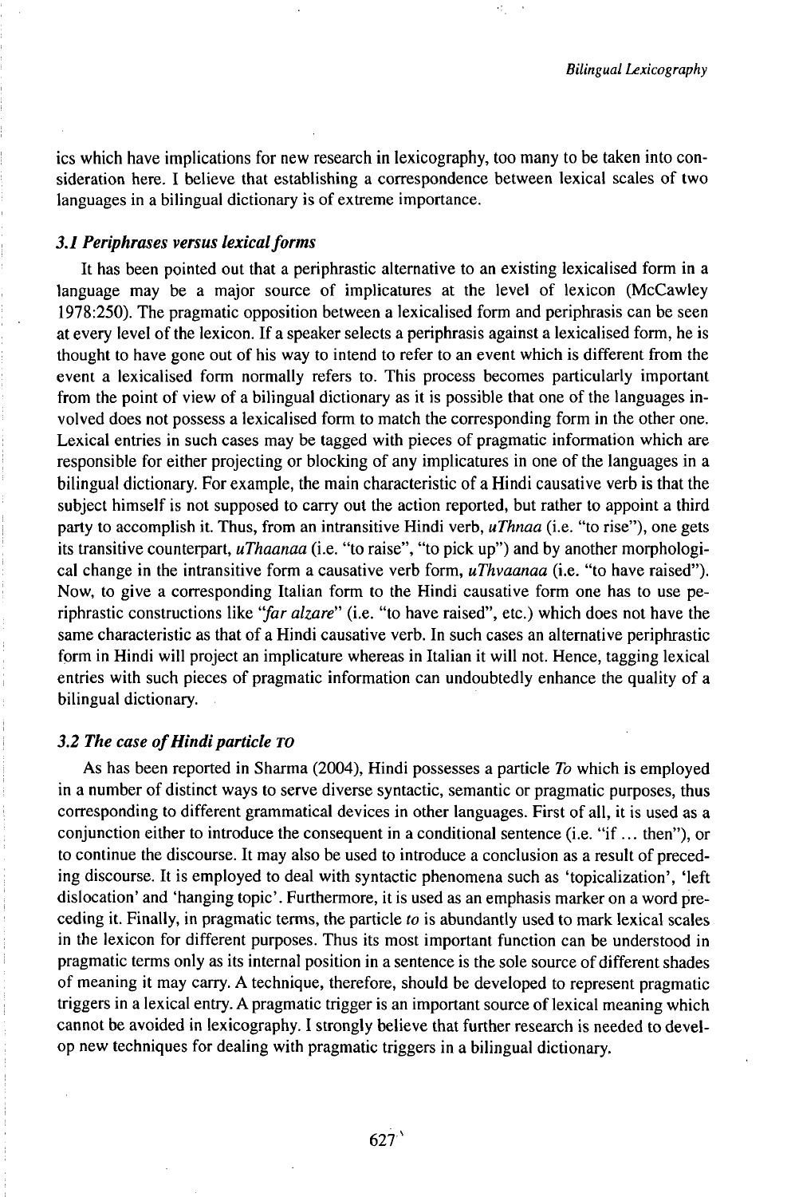ics which have implications for new research in lexicography, too many to be taken into consideration here. I believe that establishing a correspondence between lexical scales of two languages in a bilingual dictionary is of extreme importance.

### *3.1 Periphrases versus lexical forms*

It has been pointed out that a periphrastic alternative to an existing lexicalised form in a language may be a major source of implicatures at the level of lexicon (McCawley 1978:250). The pragmatic opposition between a lexicalised form and periphrasis can be seen at every level of the lexicon. If a speaker selects a periphrasis against a lexicalised form, he is thought to have gone out of his way to intend to refer to an event which is different from the event a lexicalised form normally refers to. This process becomes particularly important from the point of view of a bilingual dictionary as it is possible that one of the languages involved does not possess a lexicalised form to match the corresponding form in the other one. Lexical entries in such cases may be tagged with pieces of pragmatic information which are responsible for either projecting or blocking of any implicatures in one of the languages in a bilingual dictionary. For example, the main characteristic of a Hindi causative verb is that the subject himself is not supposed to carry out the action reported, but rather to appoint a third party to accomplish it. Thus, from an intransitive Hindi verb, *uThnaa* (i.e. "to rise"), one gets its transitive counterpart, *uThaanaa* (i.e. "to raise", "to pick up") and by another morphological change in the intransitive form a causative verb form, *uThvaanaa* (i.e. "to have raised"). Now, to give a corresponding Italian form to the Hindi causative form one has to use periphrastic constructions like *"far alzare"* (i.e. "to have raised", etc.) which does not have the same characteristic as that of a Hindi causative verb. In such cases an alternative periphrastic form in Hindi will project an implicature whereas in Italian it will not. Hence, tagging lexical entries with such pieces of pragmatic information can undoubtedly enhance the quality of a bilingual dictionary.

### *3.2 The case of Hindi particle TO*

As has been reported in Sharma (2004), Hindi possesses a particle *To* which is employed in a number of distinct ways to serve diverse syntactic, semantic or pragmatic purposes, thus corresponding to different grammatical devices in other languages. First of all, it is used as a conjunction either to introduce the consequent in a conditional sentence (i.e. "if ... then"), or to continue the discourse. It may also be used to introduce a conclusion as a result of preceding discourse. It is employed to deal with syntactic phenomena such as 'topicalization', 'left dislocation' and 'hanging topic'. Furthermore, it is used as an emphasis marker on a word preceding it. Finally, in pragmatic terms, the particle *to* is abundantly used to mark lexical scales in the lexicon for different purposes. Thus its most important function can be understood in pragmatic terms only as its internal position in a sentence is the sole source of different shades of meaning it may carry. A technique, therefore, should be developed to represent pragmatic triggers in a lexical entry. A pragmatic trigger is an important source of lexical meaning which cannot be avoided in lexicography. I strongly believe that further research is needed to develop new techniques for dealing with pragmatic triggers in a bilingual dictionary.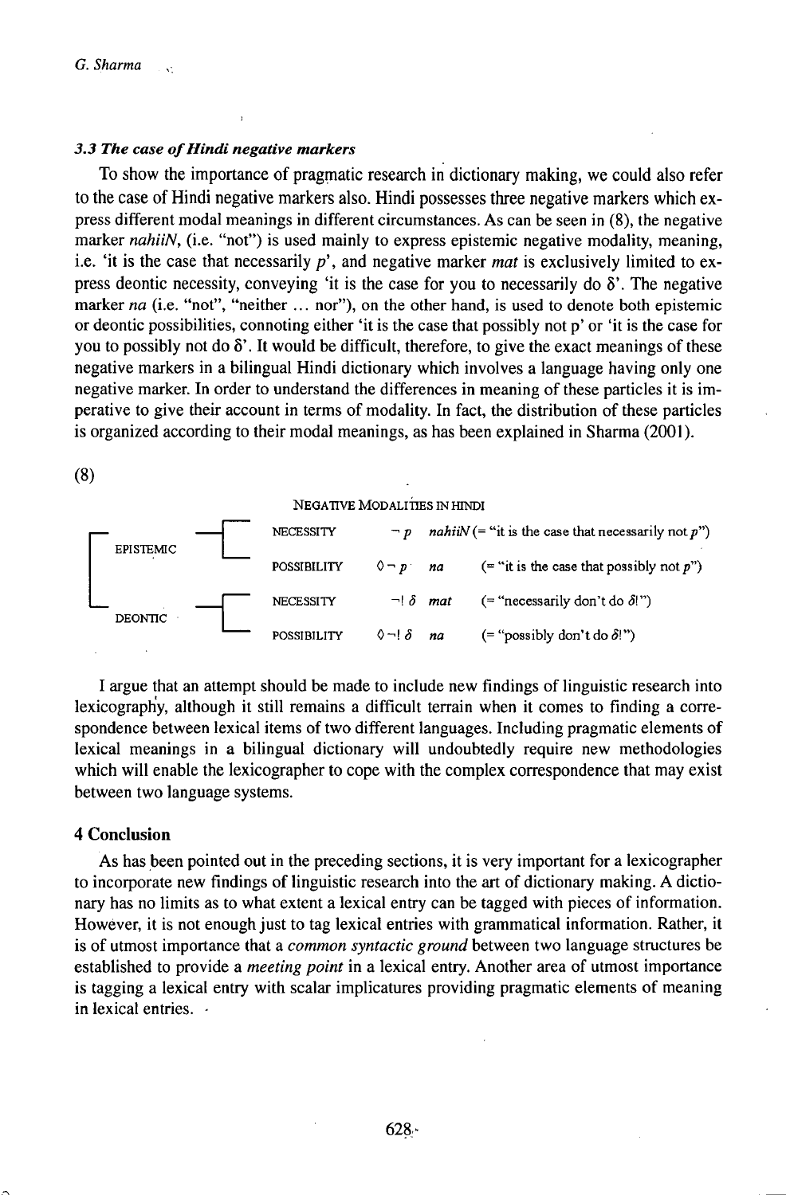### 3.3 The case of Hindi negative markers

To show the importance of pragmatic research in dictionary making, we could also refer to the case of Hindi negative markers also. Hindi possesses three negative markers which express different modal meanings in different circumstances. As can be seen in (8), the negative marker *nahiiN*, (i.e. "not") is used mainly to express epistemic negative modality, meaning, i.e. 'it is the case that necessarily *p*', and negative marker *mat* is exclusively limited to express deontic necessity, conveying 'it is the case for you to necessarily do δ'. The negative marker *na* (i.e. "not", "neither … nor"), on the other hand, is used to denote both epistemic or deontic possibilities, connoting either 'it is the case that possibly not p' or 'it is the case for you to possibly not do δ'. It would be difficult, therefore, to give the exact meanings of these negative markers in a bilingual Hindi dictionary which involves a language having only one negative marker. In order to understand the differences in meaning of these particles it is imperative to give their account in terms of modality. In fact, the distribution of these particles is organized according to their modal meanings, as has been explained in Sharma (2001).

(8)

NEGATIVE MODALITIES IN HINDI

| | | | | |
|---|---|---|---|---|
| EPISTEMIC | NECESSITY | $\neg p$ | *nahiiN* | (= "it is the case that necessarily not *p*") |
| | POSSIBILITY | $\Diamond \neg p$ | *na* | (= "it is the case that possibly not *p*") |
| DEONTIC | NECESSITY | $\neg ! \delta$ | *mat* | (= "necessarily don't do δ!") |
| | POSSIBILITY | $\Diamond \neg ! \delta$ | *na* | (= "possibly don't do δ!") |

I argue that an attempt should be made to include new findings of linguistic research into lexicography, although it still remains a difficult terrain when it comes to finding a correspondence between lexical items of two different languages. Including pragmatic elements of lexical meanings in a bilingual dictionary will undoubtedly require new methodologies which will enable the lexicographer to cope with the complex correspondence that may exist between two language systems.

## 4 Conclusion

As has been pointed out in the preceding sections, it is very important for a lexicographer to incorporate new findings of linguistic research into the art of dictionary making. A dictionary has no limits as to what extent a lexical entry can be tagged with pieces of information. However, it is not enough just to tag lexical entries with grammatical information. Rather, it is of utmost importance that a *common syntactic ground* between two language structures be established to provide a *meeting point* in a lexical entry. Another area of utmost importance is tagging a lexical entry with scalar implicatures providing pragmatic elements of meaning in lexical entries.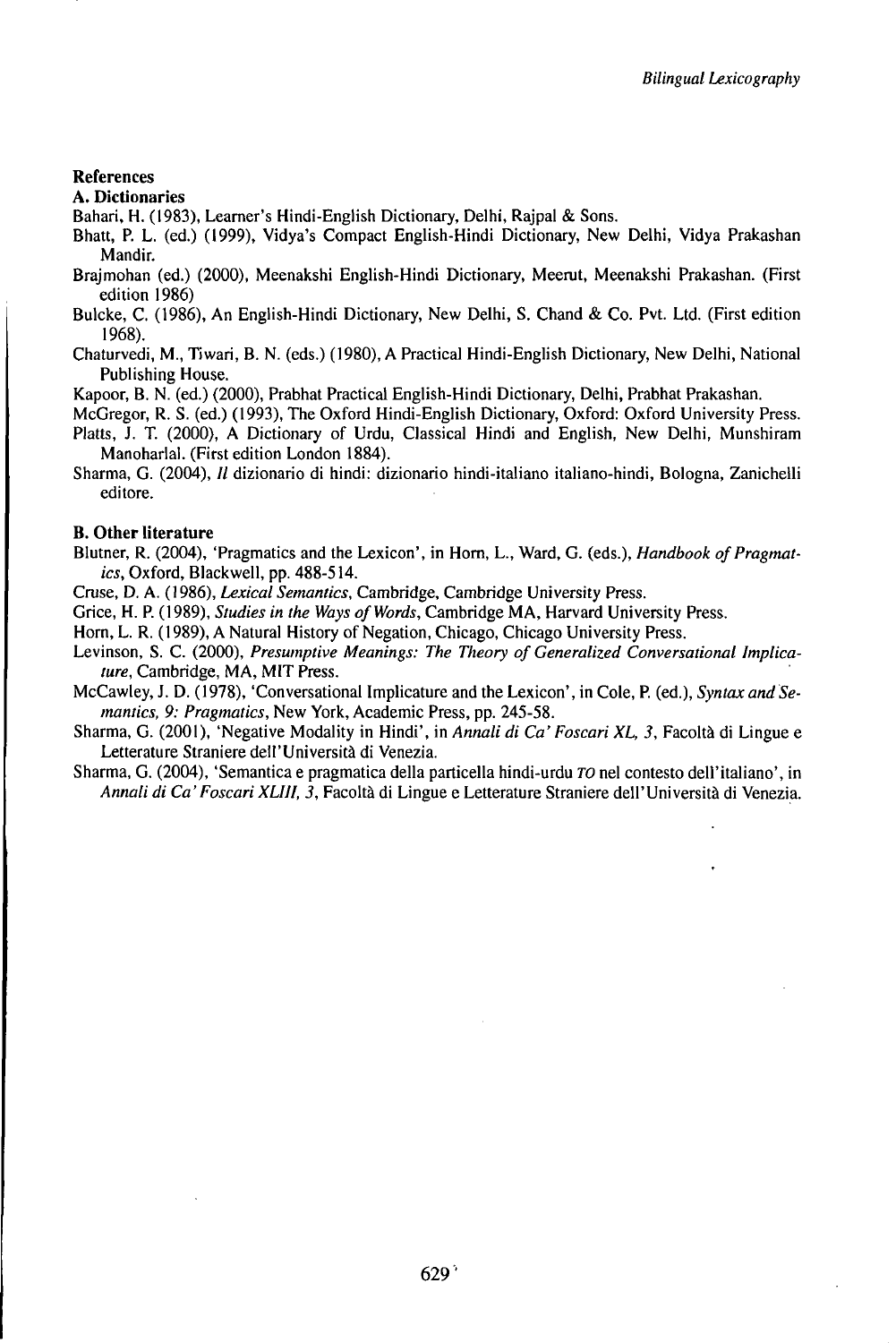## References

### A. Dictionaries

Bahari, H. (1983), Learner's Hindi-English Dictionary, Delhi, Rajpal & Sons.

Bhatt, P. L. (ed.) (1999), Vidya's Compact English-Hindi Dictionary, New Delhi, Vidya Prakashan Mandir.

Brajmohan (ed.) (2000), Meenakshi English-Hindi Dictionary, Meerut, Meenakshi Prakashan. (First edition 1986)

Bulcke, C. (1986), An English-Hindi Dictionary, New Delhi, S. Chand & Co. Pvt. Ltd. (First edition 1968).

Chaturvedi, M., Tiwari, B. N. (eds.) (1980), A Practical Hindi-English Dictionary, New Delhi, National Publishing House.

Kapoor, B. N. (ed.) (2000), Prabhat Practical English-Hindi Dictionary, Delhi, Prabhat Prakashan.

McGregor, R. S. (ed.) (1993), The Oxford Hindi-English Dictionary, Oxford: Oxford University Press.

Platts, J. T. (2000), A Dictionary of Urdu, Classical Hindi and English, New Delhi, Munshiram Manoharlal. (First edition London 1884).

Sharma, G. (2004), *Il* dizionario di hindi: dizionario hindi-italiano italiano-hindi, Bologna, Zanichelli editore.

### B. Other literature

Blutner, R. (2004), 'Pragmatics and the Lexicon', in Horn, L., Ward, G. (eds.), *Handbook of Pragmatics*, Oxford, Blackwell, pp. 488-514.

Cruse, D. A. (1986), *Lexical Semantics*, Cambridge, Cambridge University Press.

Grice, H. P. (1989), *Studies in the Ways of Words*, Cambridge MA, Harvard University Press.

Horn, L. R. (1989), A Natural History of Negation, Chicago, Chicago University Press.

Levinson, S. C. (2000), *Presumptive Meanings: The Theory of Generalized Conversational Implicature*, Cambridge, MA, MIT Press.

McCawley, J. D. (1978), 'Conversational Implicature and the Lexicon', in Cole, P. (ed.), *Syntax and Semantics, 9: Pragmatics*, New York, Academic Press, pp. 245-58.

Sharma, G. (2001), 'Negative Modality in Hindi', in *Annali di Ca' Foscari XL, 3*, Facoltà di Lingue e Letterature Straniere dell'Università di Venezia.

Sharma, G. (2004), 'Semantica e pragmatica della particella hindi-urdu *TO* nel contesto dell'italiano', in *Annali di Ca' Foscari XLIII, 3*, Facoltà di Lingue e Letterature Straniere dell'Università di Venezia.